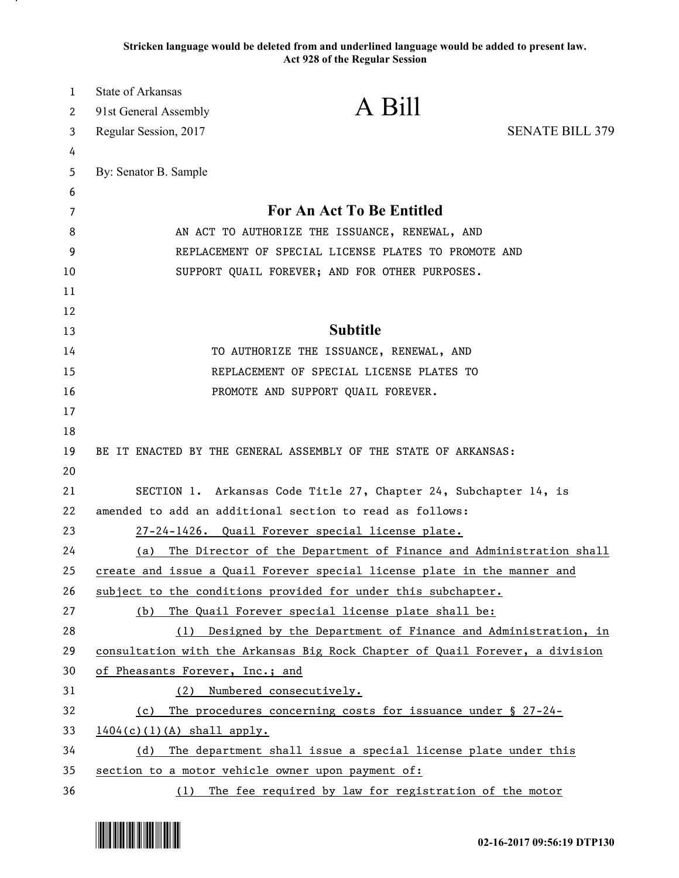**Stricken language would be deleted from and underlined language would be added to present law.**
**Act 928 of the Regular Session**

State of Arkansas
91st General Assembly
Regular Session, 2017

# A Bill

SENATE BILL 379

By: Senator B. Sample

## For An Act To Be Entitled

AN ACT TO AUTHORIZE THE ISSUANCE, RENEWAL, AND REPLACEMENT OF SPECIAL LICENSE PLATES TO PROMOTE AND SUPPORT QUAIL FOREVER; AND FOR OTHER PURPOSES.

## Subtitle

TO AUTHORIZE THE ISSUANCE, RENEWAL, AND REPLACEMENT OF SPECIAL LICENSE PLATES TO PROMOTE AND SUPPORT QUAIL FOREVER.

BE IT ENACTED BY THE GENERAL ASSEMBLY OF THE STATE OF ARKANSAS:

SECTION 1. Arkansas Code Title 27, Chapter 24, Subchapter 14, is amended to add an additional section to read as follows:

<u>27-24-1426. Quail Forever special license plate.</u>

<u>(a) The Director of the Department of Finance and Administration shall create and issue a Quail Forever special license plate in the manner and subject to the conditions provided for under this subchapter.</u>

<u>(b) The Quail Forever special license plate shall be:</u>

<u>(1) Designed by the Department of Finance and Administration, in consultation with the Arkansas Big Rock Chapter of Quail Forever, a division of Pheasants Forever, Inc.; and</u>

<u>(2) Numbered consecutively.</u>

<u>(c) The procedures concerning costs for issuance under § 27-24-1404(c)(1)(A) shall apply.</u>

<u>(d) The department shall issue a special license plate under this section to a motor vehicle owner upon payment of:</u>

<u>(1) The fee required by law for registration of the motor</u>

02-16-2017 09:56:19 DTP130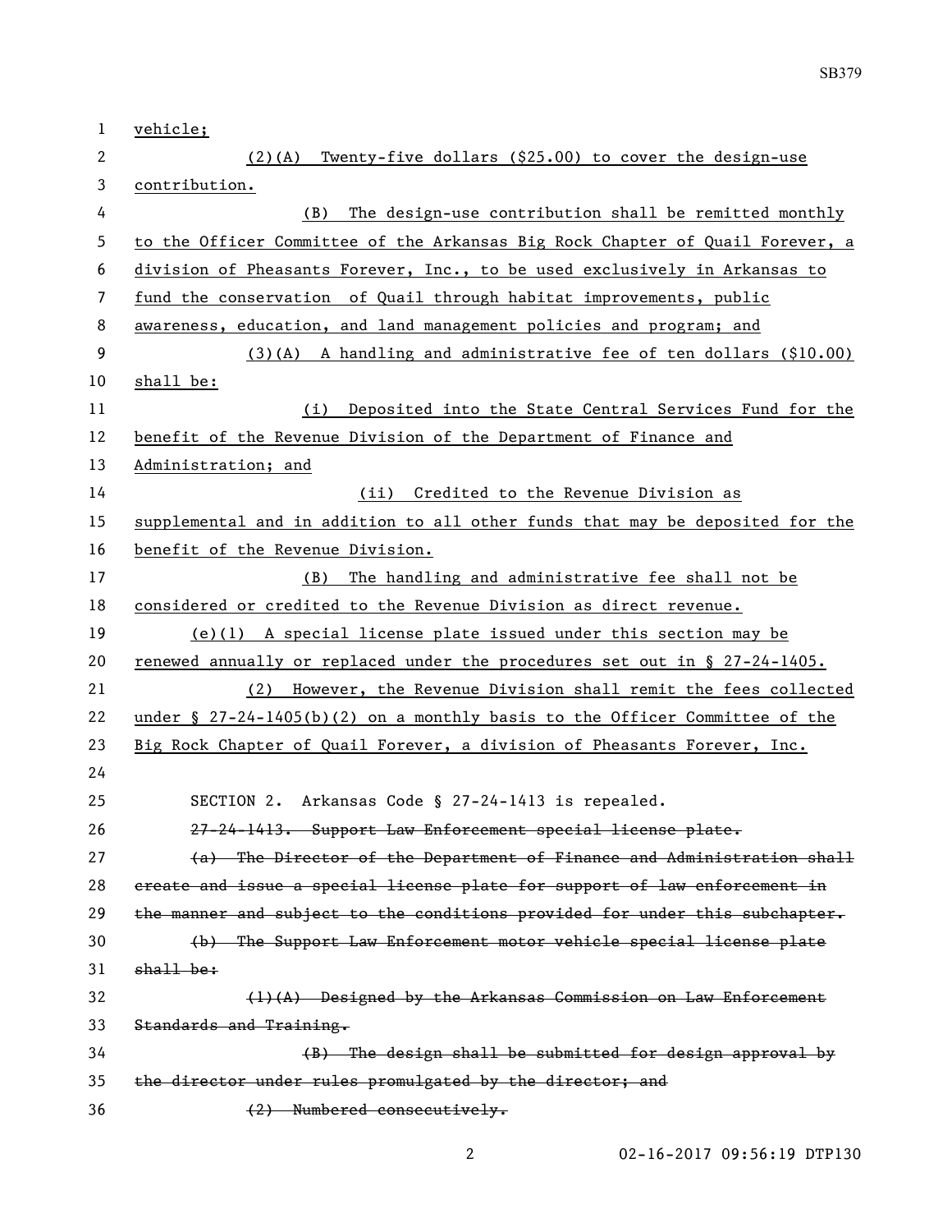vehicle;

(2)(A) Twenty-five dollars ($25.00) to cover the design-use contribution.

(B) The design-use contribution shall be remitted monthly to the Officer Committee of the Arkansas Big Rock Chapter of Quail Forever, a division of Pheasants Forever, Inc., to be used exclusively in Arkansas to fund the conservation of Quail through habitat improvements, public awareness, education, and land management policies and program; and

(3)(A) A handling and administrative fee of ten dollars ($10.00) shall be:

(i) Deposited into the State Central Services Fund for the benefit of the Revenue Division of the Department of Finance and Administration; and

(ii) Credited to the Revenue Division as supplemental and in addition to all other funds that may be deposited for the benefit of the Revenue Division.

(B) The handling and administrative fee shall not be considered or credited to the Revenue Division as direct revenue.

(e)(1) A special license plate issued under this section may be renewed annually or replaced under the procedures set out in § 27-24-1405.

(2) However, the Revenue Division shall remit the fees collected under § 27-24-1405(b)(2) on a monthly basis to the Officer Committee of the Big Rock Chapter of Quail Forever, a division of Pheasants Forever, Inc.

SECTION 2. Arkansas Code § 27-24-1413 is repealed.

~~27-24-1413. Support Law Enforcement special license plate.~~

~~(a) The Director of the Department of Finance and Administration shall create and issue a special license plate for support of law enforcement in the manner and subject to the conditions provided for under this subchapter.~~

~~(b) The Support Law Enforcement motor vehicle special license plate shall be:~~

~~(1)(A) Designed by the Arkansas Commission on Law Enforcement Standards and Training.~~

~~(B) The design shall be submitted for design approval by the director under rules promulgated by the director; and~~

~~(2) Numbered consecutively.~~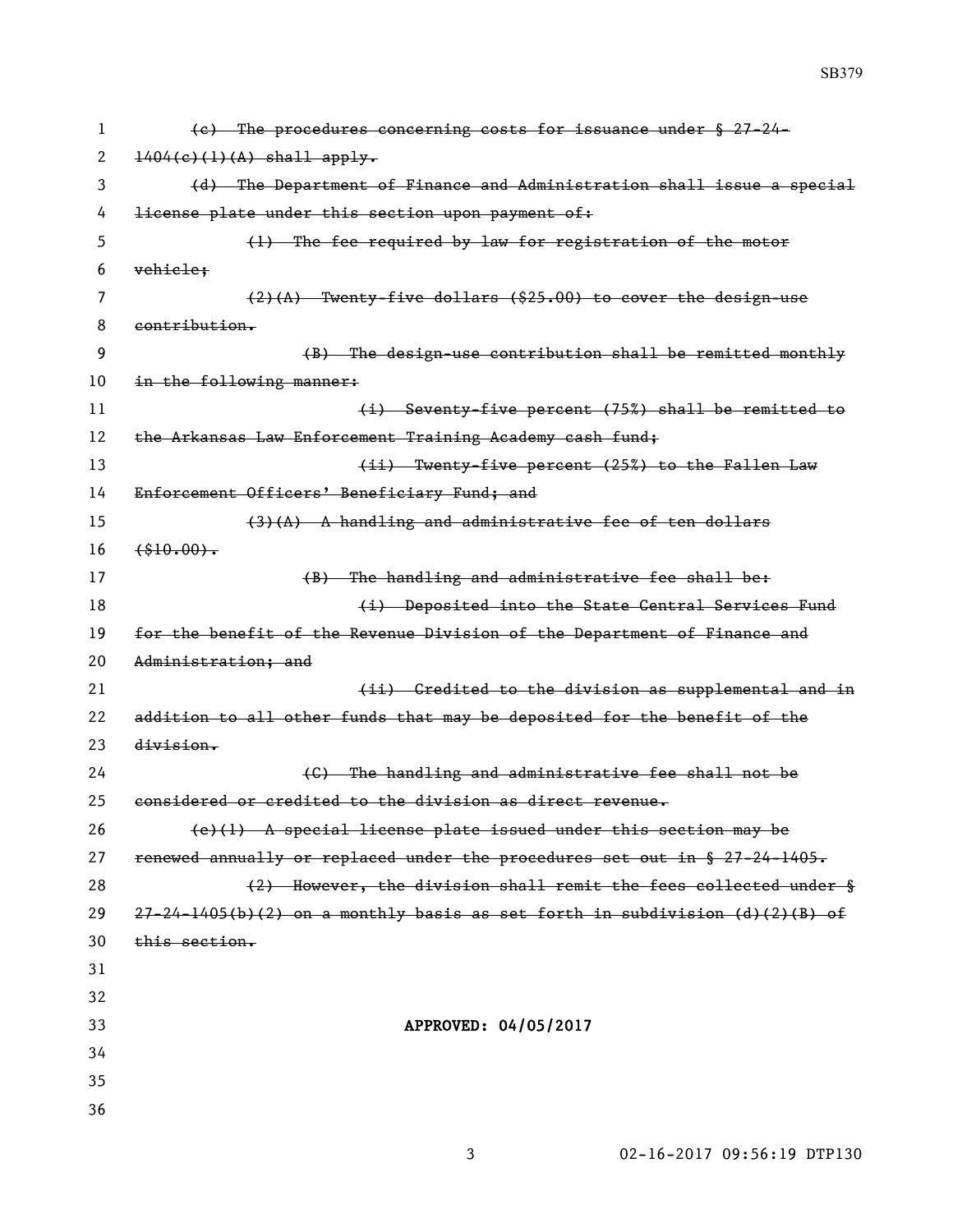~~(c) The procedures concerning costs for issuance under § 27-24-1404(c)(1)(A) shall apply.~~

~~(d) The Department of Finance and Administration shall issue a special license plate under this section upon payment of:~~

~~(1) The fee required by law for registration of the motor vehicle;~~

~~(2)(A) Twenty-five dollars ($25.00) to cover the design-use contribution.~~

~~(B) The design-use contribution shall be remitted monthly in the following manner:~~

~~(i) Seventy-five percent (75%) shall be remitted to the Arkansas Law Enforcement Training Academy cash fund;~~

~~(ii) Twenty-five percent (25%) to the Fallen Law Enforcement Officers' Beneficiary Fund; and~~

~~(3)(A) A handling and administrative fee of ten dollars ($10.00).~~

~~(B) The handling and administrative fee shall be:~~

~~(i) Deposited into the State Central Services Fund for the benefit of the Revenue Division of the Department of Finance and Administration; and~~

~~(ii) Credited to the division as supplemental and in addition to all other funds that may be deposited for the benefit of the division.~~

~~(C) The handling and administrative fee shall not be considered or credited to the division as direct revenue.~~

~~(e)(1) A special license plate issued under this section may be renewed annually or replaced under the procedures set out in § 27-24-1405.~~

~~(2) However, the division shall remit the fees collected under § 27-24-1405(b)(2) on a monthly basis as set forth in subdivision (d)(2)(B) of this section.~~

**APPROVED: 04/05/2017**

02-16-2017 09:56:19 DTP130